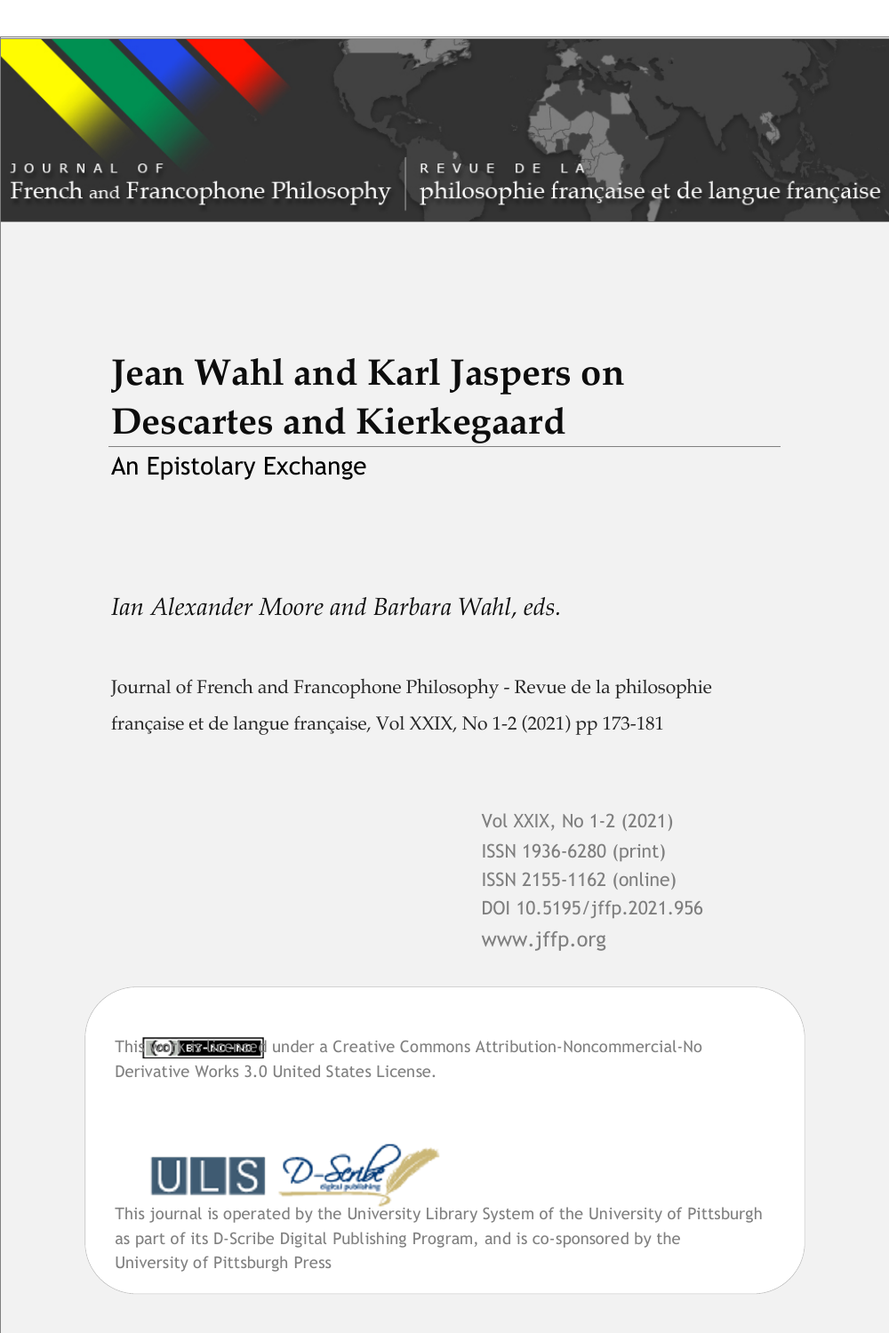JOURNAL OF French and Francophone Philosophy | REVUE DE LA philosophie française et de langue française

# Jean Wahl and Karl Jaspers on Descartes and Kierkegaard

## An Epistolary Exchange

*Ian Alexander Moore and Barbara Wahl, eds.*

Journal of French and Francophone Philosophy - Revue de la philosophie française et de langue française, Vol XXIX, No 1-2 (2021) pp 173-181

Vol XXIX, No 1-2 (2021)
ISSN 1936-6280 (print)
ISSN 2155-1162 (online)
DOI 10.5195/jffp.2021.956
www.jffp.org

This work is licensed under a Creative Commons Attribution-Noncommercial-No Derivative Works 3.0 United States License.

This journal is operated by the University Library System of the University of Pittsburgh as part of its D-Scribe Digital Publishing Program, and is co-sponsored by the University of Pittsburgh Press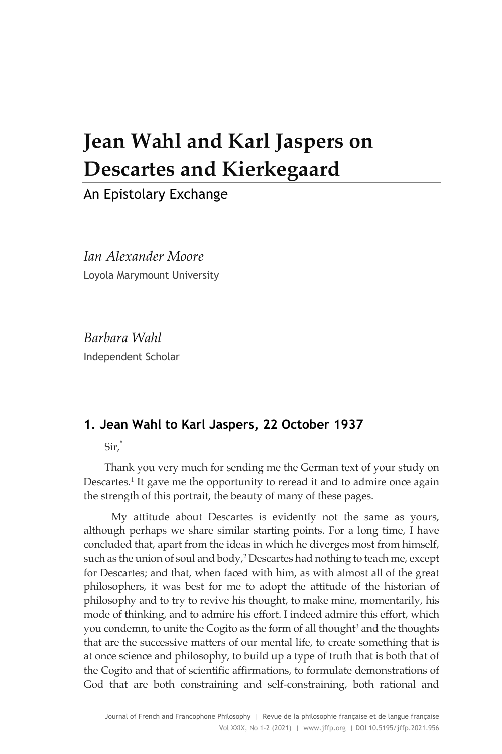# Jean Wahl and Karl Jaspers on Descartes and Kierkegaard

An Epistolary Exchange

*Ian Alexander Moore*

Loyola Marymount University

*Barbara Wahl*

Independent Scholar

## 1. Jean Wahl to Karl Jaspers, 22 October 1937

Sir,[*]

Thank you very much for sending me the German text of your study on Descartes.[1] It gave me the opportunity to reread it and to admire once again the strength of this portrait, the beauty of many of these pages.

My attitude about Descartes is evidently not the same as yours, although perhaps we share similar starting points. For a long time, I have concluded that, apart from the ideas in which he diverges most from himself, such as the union of soul and body,[2] Descartes had nothing to teach me, except for Descartes; and that, when faced with him, as with almost all of the great philosophers, it was best for me to adopt the attitude of the historian of philosophy and to try to revive his thought, to make mine, momentarily, his mode of thinking, and to admire his effort. I indeed admire this effort, which you condemn, to unite the Cogito as the form of all thought[3] and the thoughts that are the successive matters of our mental life, to create something that is at once science and philosophy, to build up a type of truth that is both that of the Cogito and that of scientific affirmations, to formulate demonstrations of God that are both constraining and self-constraining, both rational and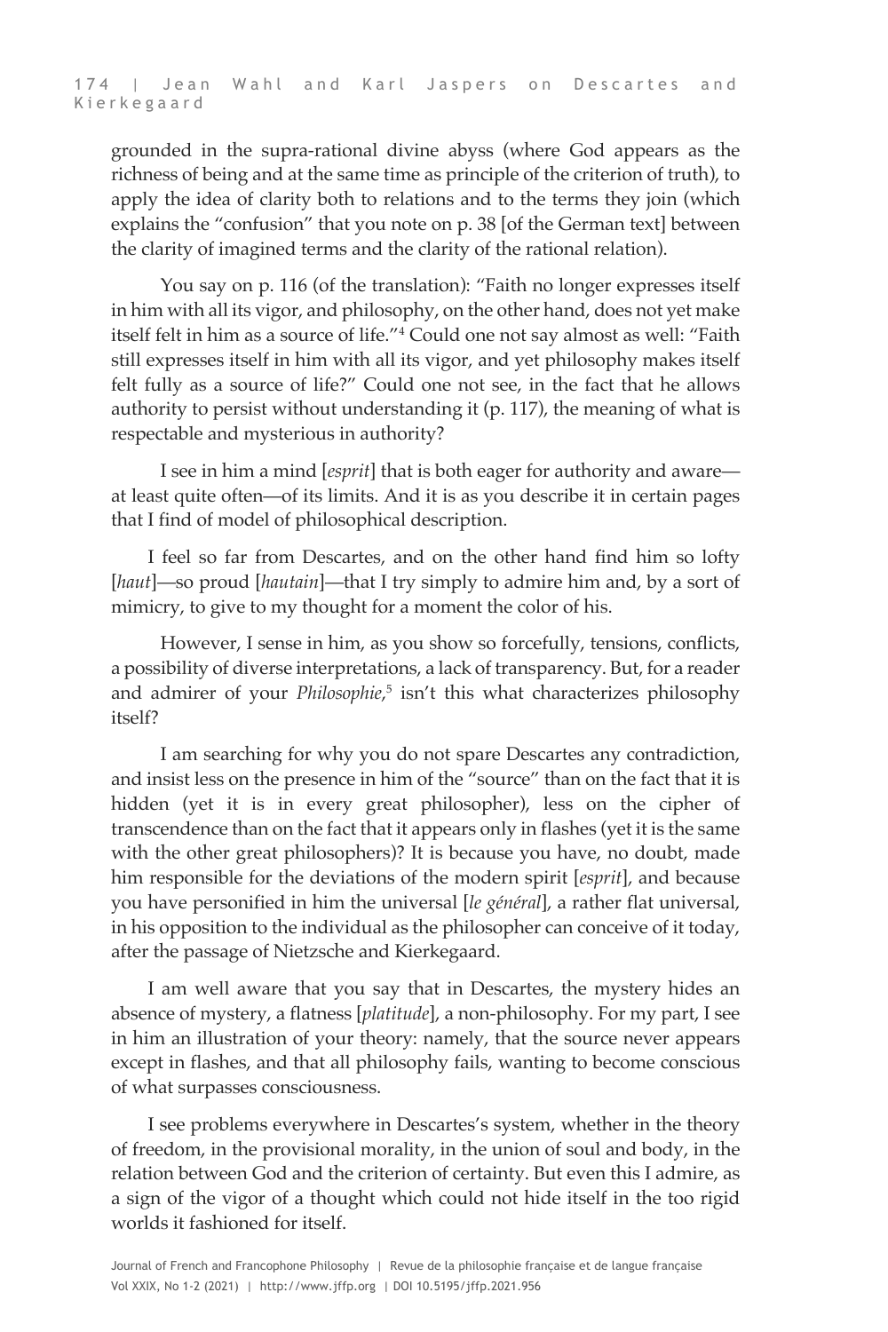grounded in the supra-rational divine abyss (where God appears as the richness of being and at the same time as principle of the criterion of truth), to apply the idea of clarity both to relations and to the terms they join (which explains the "confusion" that you note on p. 38 [of the German text] between the clarity of imagined terms and the clarity of the rational relation).

You say on p. 116 (of the translation): "Faith no longer expresses itself in him with all its vigor, and philosophy, on the other hand, does not yet make itself felt in him as a source of life."[4] Could one not say almost as well: "Faith still expresses itself in him with all its vigor, and yet philosophy makes itself felt fully as a source of life?" Could one not see, in the fact that he allows authority to persist without understanding it (p. 117), the meaning of what is respectable and mysterious in authority?

I see in him a mind [*esprit*] that is both eager for authority and aware—at least quite often—of its limits. And it is as you describe it in certain pages that I find of model of philosophical description.

I feel so far from Descartes, and on the other hand find him so lofty [*haut*]—so proud [*hautain*]—that I try simply to admire him and, by a sort of mimicry, to give to my thought for a moment the color of his.

However, I sense in him, as you show so forcefully, tensions, conflicts, a possibility of diverse interpretations, a lack of transparency. But, for a reader and admirer of your *Philosophie*,[5] isn't this what characterizes philosophy itself?

I am searching for why you do not spare Descartes any contradiction, and insist less on the presence in him of the "source" than on the fact that it is hidden (yet it is in every great philosopher), less on the cipher of transcendence than on the fact that it appears only in flashes (yet it is the same with the other great philosophers)? It is because you have, no doubt, made him responsible for the deviations of the modern spirit [*esprit*], and because you have personified in him the universal [*le général*], a rather flat universal, in his opposition to the individual as the philosopher can conceive of it today, after the passage of Nietzsche and Kierkegaard.

I am well aware that you say that in Descartes, the mystery hides an absence of mystery, a flatness [*platitude*], a non-philosophy. For my part, I see in him an illustration of your theory: namely, that the source never appears except in flashes, and that all philosophy fails, wanting to become conscious of what surpasses consciousness.

I see problems everywhere in Descartes's system, whether in the theory of freedom, in the provisional morality, in the union of soul and body, in the relation between God and the criterion of certainty. But even this I admire, as a sign of the vigor of a thought which could not hide itself in the too rigid worlds it fashioned for itself.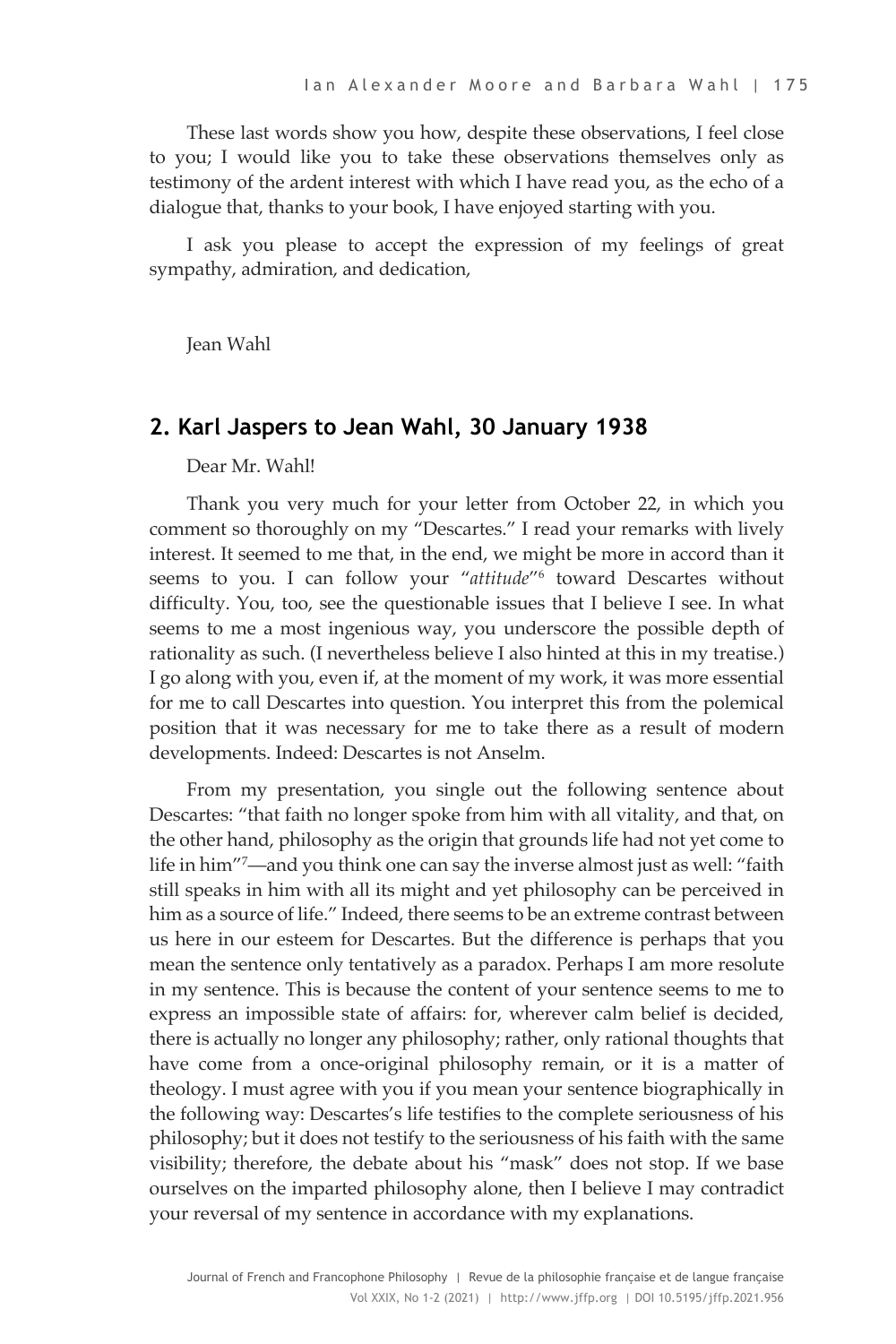These last words show you how, despite these observations, I feel close to you; I would like you to take these observations themselves only as testimony of the ardent interest with which I have read you, as the echo of a dialogue that, thanks to your book, I have enjoyed starting with you.

I ask you please to accept the expression of my feelings of great sympathy, admiration, and dedication,

Jean Wahl

## 2. Karl Jaspers to Jean Wahl, 30 January 1938

Dear Mr. Wahl!

Thank you very much for your letter from October 22, in which you comment so thoroughly on my "Descartes." I read your remarks with lively interest. It seemed to me that, in the end, we might be more in accord than it seems to you. I can follow your "*attitude*"[6] toward Descartes without difficulty. You, too, see the questionable issues that I believe I see. In what seems to me a most ingenious way, you underscore the possible depth of rationality as such. (I nevertheless believe I also hinted at this in my treatise.) I go along with you, even if, at the moment of my work, it was more essential for me to call Descartes into question. You interpret this from the polemical position that it was necessary for me to take there as a result of modern developments. Indeed: Descartes is not Anselm.

From my presentation, you single out the following sentence about Descartes: "that faith no longer spoke from him with all vitality, and that, on the other hand, philosophy as the origin that grounds life had not yet come to life in him"[7]—and you think one can say the inverse almost just as well: "faith still speaks in him with all its might and yet philosophy can be perceived in him as a source of life." Indeed, there seems to be an extreme contrast between us here in our esteem for Descartes. But the difference is perhaps that you mean the sentence only tentatively as a paradox. Perhaps I am more resolute in my sentence. This is because the content of your sentence seems to me to express an impossible state of affairs: for, wherever calm belief is decided, there is actually no longer any philosophy; rather, only rational thoughts that have come from a once-original philosophy remain, or it is a matter of theology. I must agree with you if you mean your sentence biographically in the following way: Descartes's life testifies to the complete seriousness of his philosophy; but it does not testify to the seriousness of his faith with the same visibility; therefore, the debate about his "mask" does not stop. If we base ourselves on the imparted philosophy alone, then I believe I may contradict your reversal of my sentence in accordance with my explanations.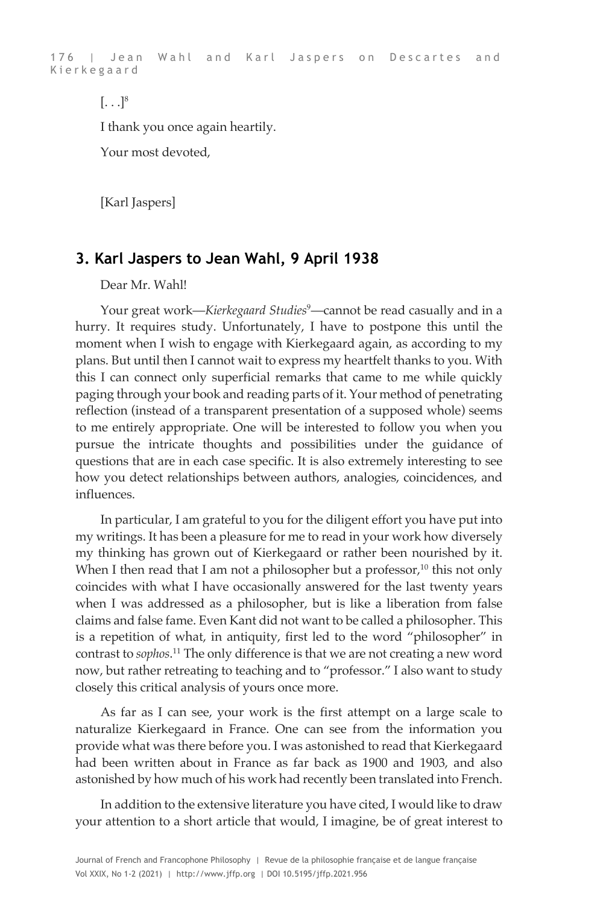[. . .][8]

I thank you once again heartily.

Your most devoted,

[Karl Jaspers]

## 3. Karl Jaspers to Jean Wahl, 9 April 1938

Dear Mr. Wahl!

Your great work—*Kierkegaard Studies*[9]—cannot be read casually and in a hurry. It requires study. Unfortunately, I have to postpone this until the moment when I wish to engage with Kierkegaard again, as according to my plans. But until then I cannot wait to express my heartfelt thanks to you. With this I can connect only superficial remarks that came to me while quickly paging through your book and reading parts of it. Your method of penetrating reflection (instead of a transparent presentation of a supposed whole) seems to me entirely appropriate. One will be interested to follow you when you pursue the intricate thoughts and possibilities under the guidance of questions that are in each case specific. It is also extremely interesting to see how you detect relationships between authors, analogies, coincidences, and influences.

In particular, I am grateful to you for the diligent effort you have put into my writings. It has been a pleasure for me to read in your work how diversely my thinking has grown out of Kierkegaard or rather been nourished by it. When I then read that I am not a philosopher but a professor,[10] this not only coincides with what I have occasionally answered for the last twenty years when I was addressed as a philosopher, but is like a liberation from false claims and false fame. Even Kant did not want to be called a philosopher. This is a repetition of what, in antiquity, first led to the word "philosopher" in contrast to *sophos*.[11] The only difference is that we are not creating a new word now, but rather retreating to teaching and to "professor." I also want to study closely this critical analysis of yours once more.

As far as I can see, your work is the first attempt on a large scale to naturalize Kierkegaard in France. One can see from the information you provide what was there before you. I was astonished to read that Kierkegaard had been written about in France as far back as 1900 and 1903, and also astonished by how much of his work had recently been translated into French.

In addition to the extensive literature you have cited, I would like to draw your attention to a short article that would, I imagine, be of great interest to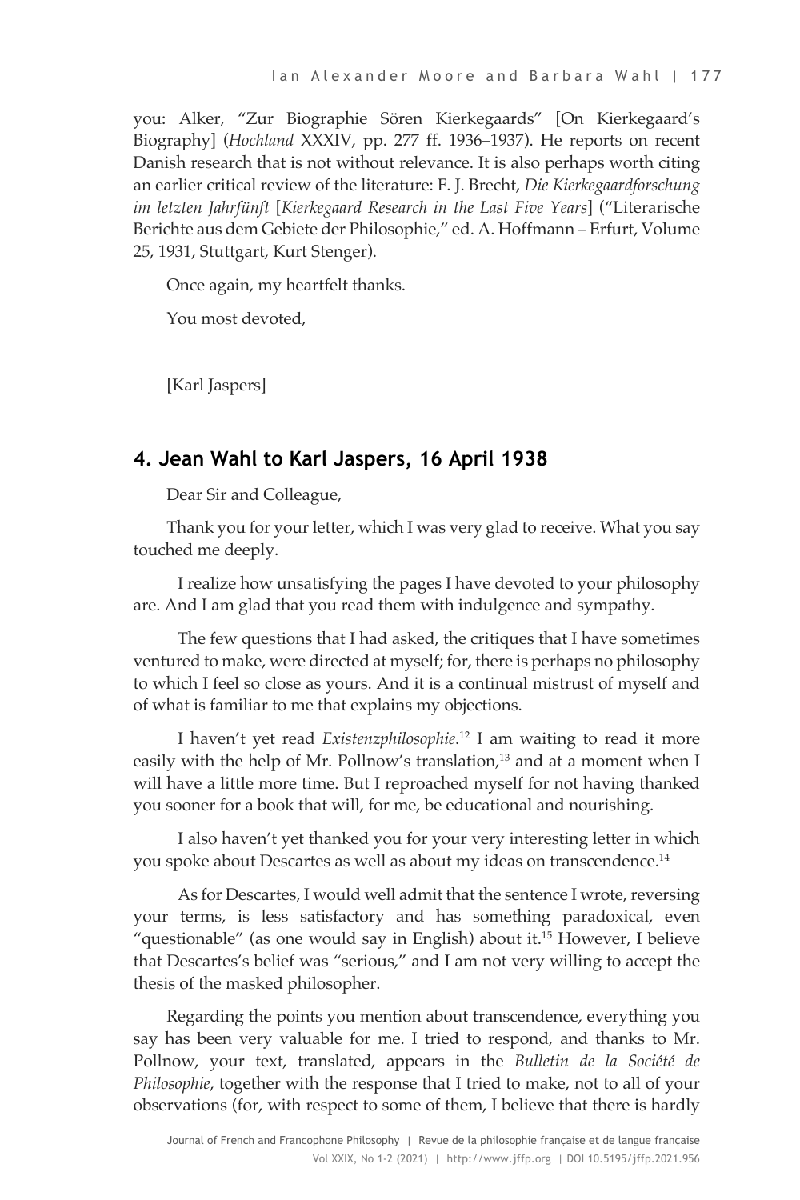you: Alker, "Zur Biographie Sören Kierkegaards" [On Kierkegaard's Biography] (*Hochland* XXXIV, pp. 277 ff. 1936–1937). He reports on recent Danish research that is not without relevance. It is also perhaps worth citing an earlier critical review of the literature: F. J. Brecht, *Die Kierkegaardforschung im letzten Jahrfünft* [*Kierkegaard Research in the Last Five Years*] ("Literarische Berichte aus dem Gebiete der Philosophie," ed. A. Hoffmann – Erfurt, Volume 25, 1931, Stuttgart, Kurt Stenger).

Once again, my heartfelt thanks.

You most devoted,

[Karl Jaspers]

## 4. Jean Wahl to Karl Jaspers, 16 April 1938

Dear Sir and Colleague,

Thank you for your letter, which I was very glad to receive. What you say touched me deeply.

I realize how unsatisfying the pages I have devoted to your philosophy are. And I am glad that you read them with indulgence and sympathy.

The few questions that I had asked, the critiques that I have sometimes ventured to make, were directed at myself; for, there is perhaps no philosophy to which I feel so close as yours. And it is a continual mistrust of myself and of what is familiar to me that explains my objections.

I haven't yet read *Existenzphilosophie*.[12] I am waiting to read it more easily with the help of Mr. Pollnow's translation,[13] and at a moment when I will have a little more time. But I reproached myself for not having thanked you sooner for a book that will, for me, be educational and nourishing.

I also haven't yet thanked you for your very interesting letter in which you spoke about Descartes as well as about my ideas on transcendence.[14]

As for Descartes, I would well admit that the sentence I wrote, reversing your terms, is less satisfactory and has something paradoxical, even "questionable" (as one would say in English) about it.[15] However, I believe that Descartes's belief was "serious," and I am not very willing to accept the thesis of the masked philosopher.

Regarding the points you mention about transcendence, everything you say has been very valuable for me. I tried to respond, and thanks to Mr. Pollnow, your text, translated, appears in the *Bulletin de la Société de Philosophie*, together with the response that I tried to make, not to all of your observations (for, with respect to some of them, I believe that there is hardly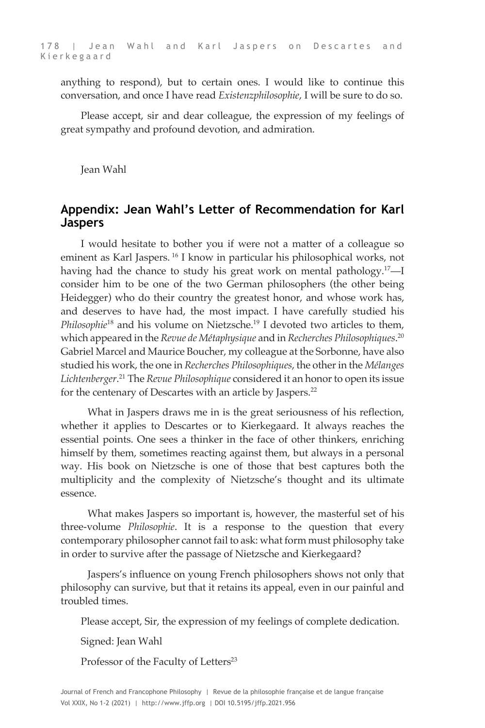anything to respond), but to certain ones. I would like to continue this conversation, and once I have read *Existenzphilosophie*, I will be sure to do so.

Please accept, sir and dear colleague, the expression of my feelings of great sympathy and profound devotion, and admiration.

Jean Wahl

## Appendix: Jean Wahl's Letter of Recommendation for Karl Jaspers

I would hesitate to bother you if were not a matter of a colleague so eminent as Karl Jaspers. [16] I know in particular his philosophical works, not having had the chance to study his great work on mental pathology.[17]—I consider him to be one of the two German philosophers (the other being Heidegger) who do their country the greatest honor, and whose work has, and deserves to have had, the most impact. I have carefully studied his *Philosophie*[18] and his volume on Nietzsche.[19] I devoted two articles to them, which appeared in the *Revue de Métaphysique* and in *Recherches Philosophiques*.[20] Gabriel Marcel and Maurice Boucher, my colleague at the Sorbonne, have also studied his work, the one in *Recherches Philosophiques*, the other in the *Mélanges Lichtenberger*.[21] The *Revue Philosophique* considered it an honor to open its issue for the centenary of Descartes with an article by Jaspers.[22]

What in Jaspers draws me in is the great seriousness of his reflection, whether it applies to Descartes or to Kierkegaard. It always reaches the essential points. One sees a thinker in the face of other thinkers, enriching himself by them, sometimes reacting against them, but always in a personal way. His book on Nietzsche is one of those that best captures both the multiplicity and the complexity of Nietzsche's thought and its ultimate essence.

What makes Jaspers so important is, however, the masterful set of his three-volume *Philosophie*. It is a response to the question that every contemporary philosopher cannot fail to ask: what form must philosophy take in order to survive after the passage of Nietzsche and Kierkegaard?

Jaspers's influence on young French philosophers shows not only that philosophy can survive, but that it retains its appeal, even in our painful and troubled times.

Please accept, Sir, the expression of my feelings of complete dedication.

Signed: Jean Wahl

Professor of the Faculty of Letters[23]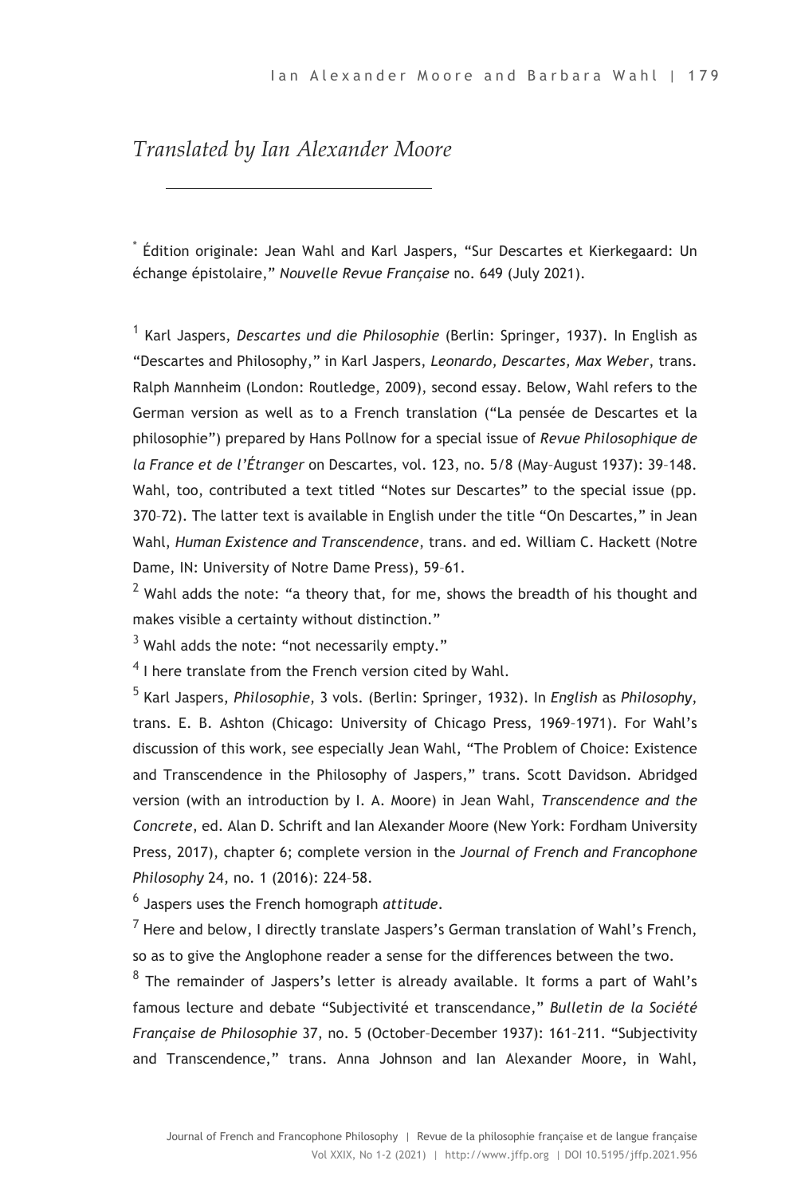*Translated by Ian Alexander Moore*

---

[*] Édition originale: Jean Wahl and Karl Jaspers, "Sur Descartes et Kierkegaard: Un échange épistolaire," *Nouvelle Revue Française* no. 649 (July 2021).

[1] Karl Jaspers, *Descartes und die Philosophie* (Berlin: Springer, 1937). In English as "Descartes and Philosophy," in Karl Jaspers, *Leonardo, Descartes, Max Weber*, trans. Ralph Mannheim (London: Routledge, 2009), second essay. Below, Wahl refers to the German version as well as to a French translation ("La pensée de Descartes et la philosophie") prepared by Hans Pollnow for a special issue of *Revue Philosophique de la France et de l'Étranger* on Descartes, vol. 123, no. 5/8 (May–August 1937): 39–148. Wahl, too, contributed a text titled "Notes sur Descartes" to the special issue (pp. 370–72). The latter text is available in English under the title "On Descartes," in Jean Wahl, *Human Existence and Transcendence*, trans. and ed. William C. Hackett (Notre Dame, IN: University of Notre Dame Press), 59–61.

[2] Wahl adds the note: "a theory that, for me, shows the breadth of his thought and makes visible a certainty without distinction."

[3] Wahl adds the note: "not necessarily empty."

[4] I here translate from the French version cited by Wahl.

[5] Karl Jaspers, *Philosophie*, 3 vols. (Berlin: Springer, 1932). In *English* as *Philosophy*, trans. E. B. Ashton (Chicago: University of Chicago Press, 1969–1971). For Wahl's discussion of this work, see especially Jean Wahl, "The Problem of Choice: Existence and Transcendence in the Philosophy of Jaspers," trans. Scott Davidson. Abridged version (with an introduction by I. A. Moore) in Jean Wahl, *Transcendence and the Concrete*, ed. Alan D. Schrift and Ian Alexander Moore (New York: Fordham University Press, 2017), chapter 6; complete version in the *Journal of French and Francophone Philosophy* 24, no. 1 (2016): 224–58.

[6] Jaspers uses the French homograph *attitude*.

[7] Here and below, I directly translate Jaspers's German translation of Wahl's French, so as to give the Anglophone reader a sense for the differences between the two.

[8] The remainder of Jaspers's letter is already available. It forms a part of Wahl's famous lecture and debate "Subjectivité et transcendance," *Bulletin de la Société Française de Philosophie* 37, no. 5 (October–December 1937): 161–211. "Subjectivity and Transcendence," trans. Anna Johnson and Ian Alexander Moore, in Wahl,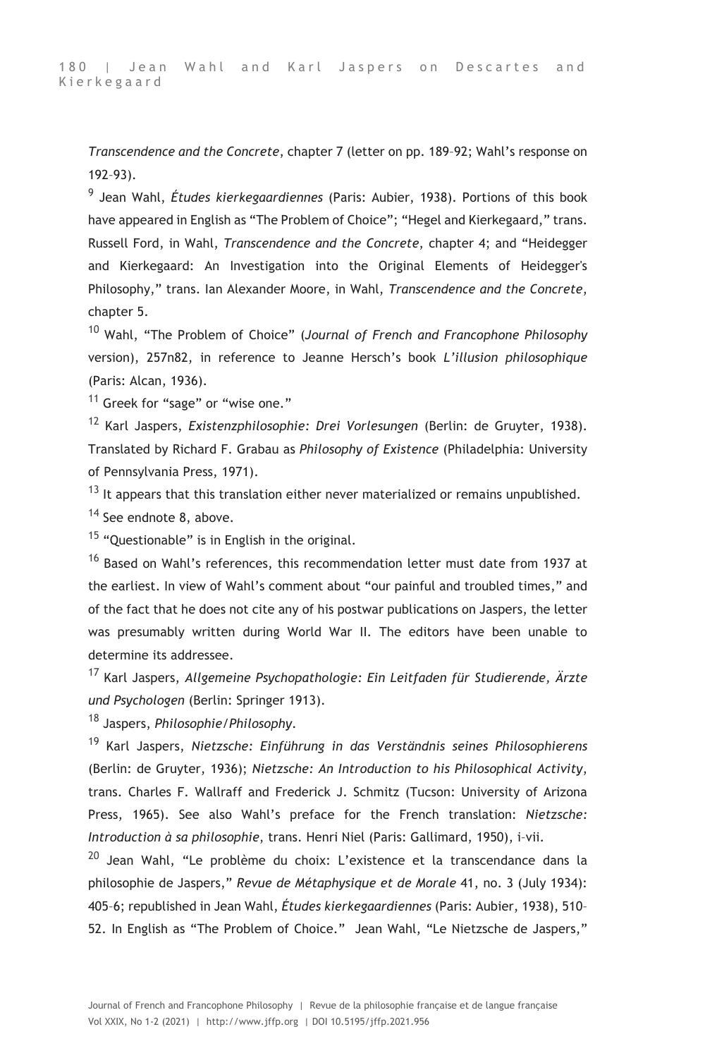*Transcendence and the Concrete*, chapter 7 (letter on pp. 189–92; Wahl's response on 192–93).

[9] Jean Wahl, *Études kierkegaardiennes* (Paris: Aubier, 1938). Portions of this book have appeared in English as "The Problem of Choice"; "Hegel and Kierkegaard," trans. Russell Ford, in Wahl, *Transcendence and the Concrete*, chapter 4; and "Heidegger and Kierkegaard: An Investigation into the Original Elements of Heidegger's Philosophy," trans. Ian Alexander Moore, in Wahl, *Transcendence and the Concrete*, chapter 5.

[10] Wahl, "The Problem of Choice" (*Journal of French and Francophone Philosophy* version), 257n82, in reference to Jeanne Hersch's book *L'illusion philosophique* (Paris: Alcan, 1936).

[11] Greek for "sage" or "wise one."

[12] Karl Jaspers, *Existenzphilosophie: Drei Vorlesungen* (Berlin: de Gruyter, 1938). Translated by Richard F. Grabau as *Philosophy of Existence* (Philadelphia: University of Pennsylvania Press, 1971).

[13] It appears that this translation either never materialized or remains unpublished.

[14] See endnote 8, above.

[15] "Questionable" is in English in the original.

[16] Based on Wahl's references, this recommendation letter must date from 1937 at the earliest. In view of Wahl's comment about "our painful and troubled times," and of the fact that he does not cite any of his postwar publications on Jaspers, the letter was presumably written during World War II. The editors have been unable to determine its addressee.

[17] Karl Jaspers, *Allgemeine Psychopathologie: Ein Leitfaden für Studierende, Ärzte und Psychologen* (Berlin: Springer 1913).

[18] Jaspers, *Philosophie*/*Philosophy*.

[19] Karl Jaspers, *Nietzsche: Einführung in das Verständnis seines Philosophierens* (Berlin: de Gruyter, 1936); *Nietzsche: An Introduction to his Philosophical Activity*, trans. Charles F. Wallraff and Frederick J. Schmitz (Tucson: University of Arizona Press, 1965). See also Wahl's preface for the French translation: *Nietzsche: Introduction à sa philosophie*, trans. Henri Niel (Paris: Gallimard, 1950), i–vii.

[20] Jean Wahl, "Le problème du choix: L'existence et la transcendance dans la philosophie de Jaspers," *Revue de Métaphysique et de Morale* 41, no. 3 (July 1934): 405–6; republished in Jean Wahl, *Études kierkegaardiennes* (Paris: Aubier, 1938), 510–52. In English as "The Problem of Choice." Jean Wahl, "Le Nietzsche de Jaspers,"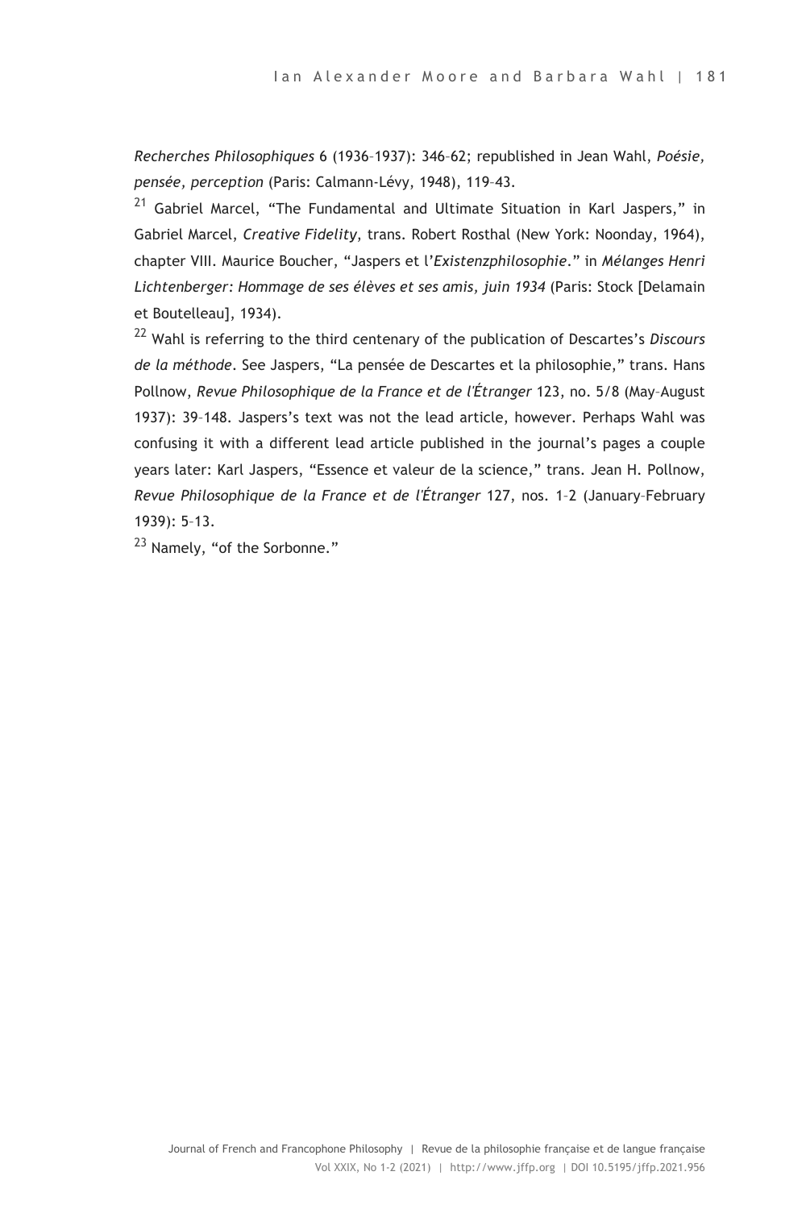*Recherches Philosophiques* 6 (1936–1937): 346–62; republished in Jean Wahl, *Poésie, pensée, perception* (Paris: Calmann-Lévy, 1948), 119–43.

[21] Gabriel Marcel, “The Fundamental and Ultimate Situation in Karl Jaspers,” in Gabriel Marcel, *Creative Fidelity,* trans. Robert Rosthal (New York: Noonday, 1964), chapter VIII. Maurice Boucher, “Jaspers et l’*Existenzphilosophie*.” in *Mélanges Henri Lichtenberger: Hommage de ses élèves et ses amis, juin 1934* (Paris: Stock [Delamain et Boutelleau], 1934).

[22] Wahl is referring to the third centenary of the publication of Descartes’s *Discours de la méthode*. See Jaspers, “La pensée de Descartes et la philosophie,” trans. Hans Pollnow, *Revue Philosophique de la France et de l'Étranger* 123, no. 5/8 (May–August 1937): 39–148. Jaspers’s text was not the lead article, however. Perhaps Wahl was confusing it with a different lead article published in the journal’s pages a couple years later: Karl Jaspers, “Essence et valeur de la science,” trans. Jean H. Pollnow, *Revue Philosophique de la France et de l'Étranger* 127, nos. 1–2 (January–February 1939): 5–13.

[23] Namely, “of the Sorbonne.”